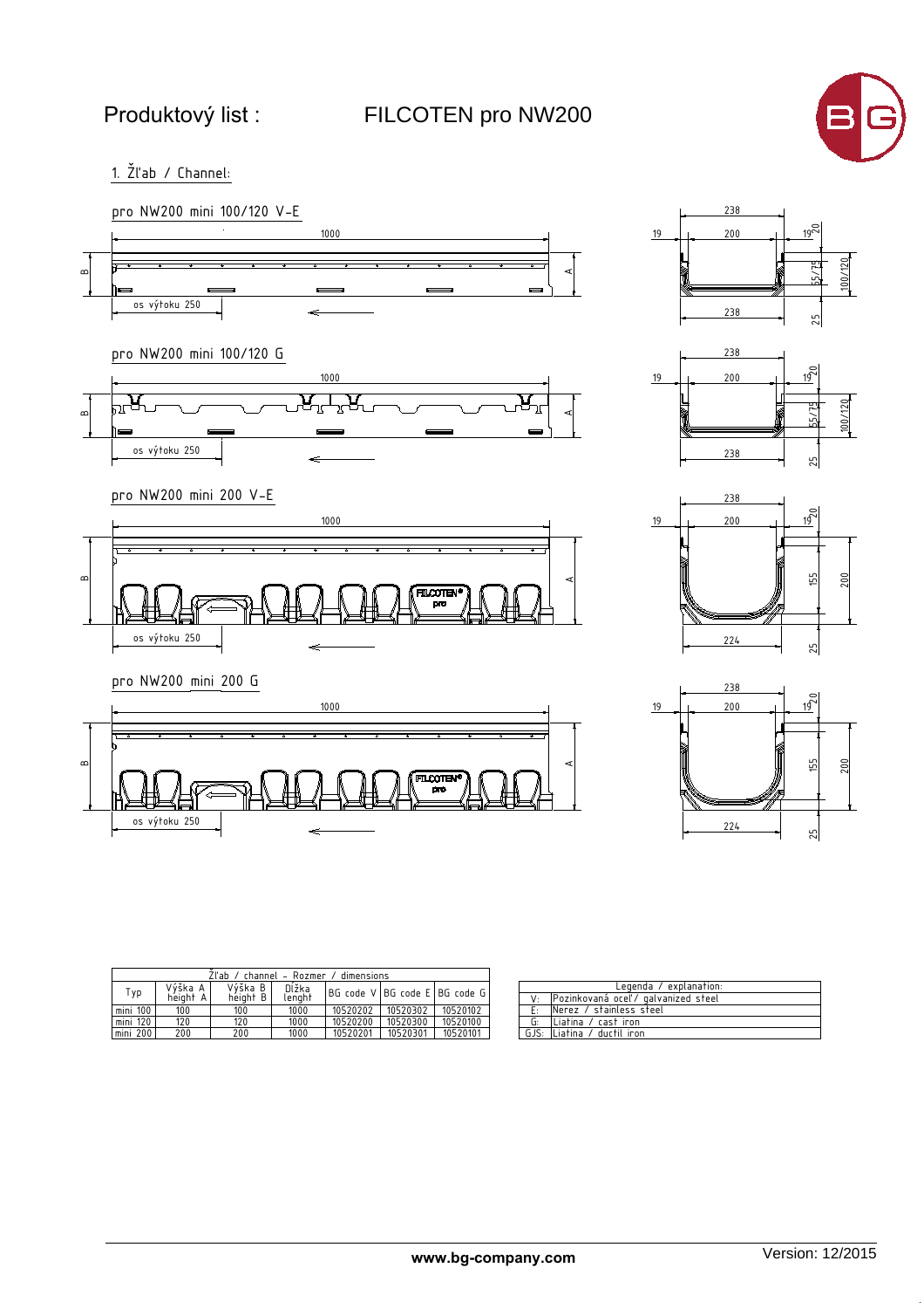# Produktový list : FILCOTEN pro NW200

## 1. Žľab / Channel:

### pro NW200 mini 100/120 V-E

1000

B

A

os výtoku 250

238

19 200 19

20

55/75

100/120

238

25

### pro NW200 mini 100/120 G

1000

B

A

os výtoku 250

238

19 200 19

20

55/75

100/120

238

25

### pro NW200 mini 200 V-E

1000

B

A

os výtoku 250

FILCOTEN® pro

238

19 200 19

20

155

200

224

25

### pro NW200 mini 200 G

1000

B

A

os výtoku 250

FILCOTEN® pro

238

19 200 19

20

155

200

224

25

| Žľab / channel - Rozmer / dimensions | | | | | | |
|---|---|---|---|---|---|---|
| Typ | Výška A height A | Výška B height B | Dĺžka lenght | BG code V | BG code E | BG code G |
| mini 100 | 100 | 100 | 1000 | 10520202 | 10520302 | 10520102 |
| mini 120 | 120 | 120 | 1000 | 10520200 | 10520300 | 10520100 |
| mini 200 | 200 | 200 | 1000 | 10520201 | 10520301 | 10520101 |

| Legenda / explanation: | |
|---|---|
| V: | Pozinkovaná oceľ/ galvanized steel |
| E: | Nerez / stainless steel |
| G: | Liatina / cast iron |
| GJS: | Liatina / ductil iron |

www.bg-company.com

Version: 12/2015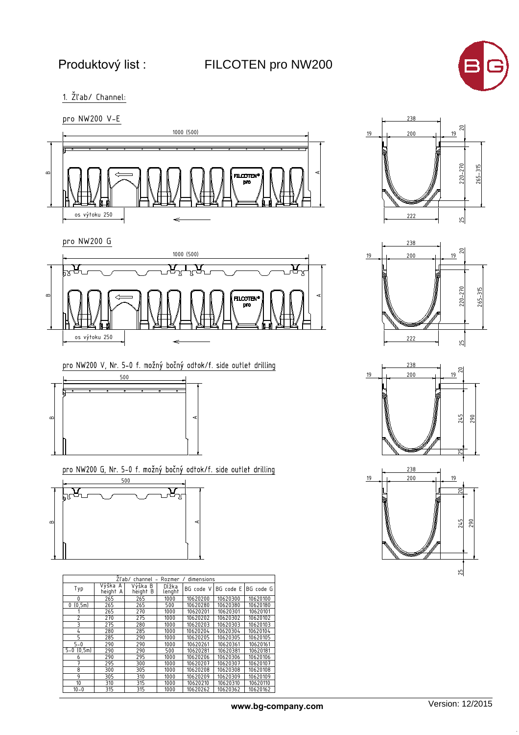# Produktový list : FILCOTEN pro NW200

## 1. Žľab/ Channel:

### pro NW200 V-E

1000 (500)

B

A

os výtoku 250

19 238 200 19 20

220-270 265-315

222

25

### pro NW200 G

1000 (500)

B

A

os výtoku 250

19 238 200 19 20

220-270 265-315

222

25

### pro NW200 V, Nr. 5-0 f. možný bočný odtok/f. side outlet drilling

500

B

A

19 238 200 19 20

245 290

25

### pro NW200 G, Nr. 5-0 f. možný bočný odtok/f. side outlet drilling

500

B

A

19 238 200 19 20

245 290

25

| Žľab/ channel – Rozmer / dimensions | | | | | | |
|---|---|---|---|---|---|---|
| Typ | Výška A height A | Výška B height B | Dĺžka lenght | BG code V | BG code E | BG code G |
| 0 | 265 | 265 | 1000 | 10620200 | 10620300 | 10620100 |
| 0 (0,5m) | 265 | 265 | 500 | 10620280 | 10620380 | 10620180 |
| 1 | 265 | 270 | 1000 | 10620201 | 10620301 | 10620101 |
| 2 | 270 | 275 | 1000 | 10620202 | 10620302 | 10620102 |
| 3 | 275 | 280 | 1000 | 10620203 | 10620303 | 10620103 |
| 4 | 280 | 285 | 1000 | 10620204 | 10620304 | 10620104 |
| 5 | 285 | 290 | 1000 | 10620205 | 10620305 | 10620105 |
| 5-0 | 290 | 290 | 1000 | 10620261 | 10620361 | 10620161 |
| 5-0 (0,5m) | 290 | 290 | 500 | 10620281 | 10620381 | 10620181 |
| 6 | 290 | 295 | 1000 | 10620206 | 10620306 | 10620106 |
| 7 | 295 | 300 | 1000 | 10620207 | 10620307 | 10620107 |
| 8 | 300 | 305 | 1000 | 10620208 | 10620308 | 10620108 |
| 9 | 305 | 310 | 1000 | 10620209 | 10620309 | 10620109 |
| 10 | 310 | 315 | 1000 | 10620210 | 10620310 | 10620110 |
| 10-0 | 315 | 315 | 1000 | 10620262 | 10620362 | 10620162 |

www.bg-company.com

Version: 12/2015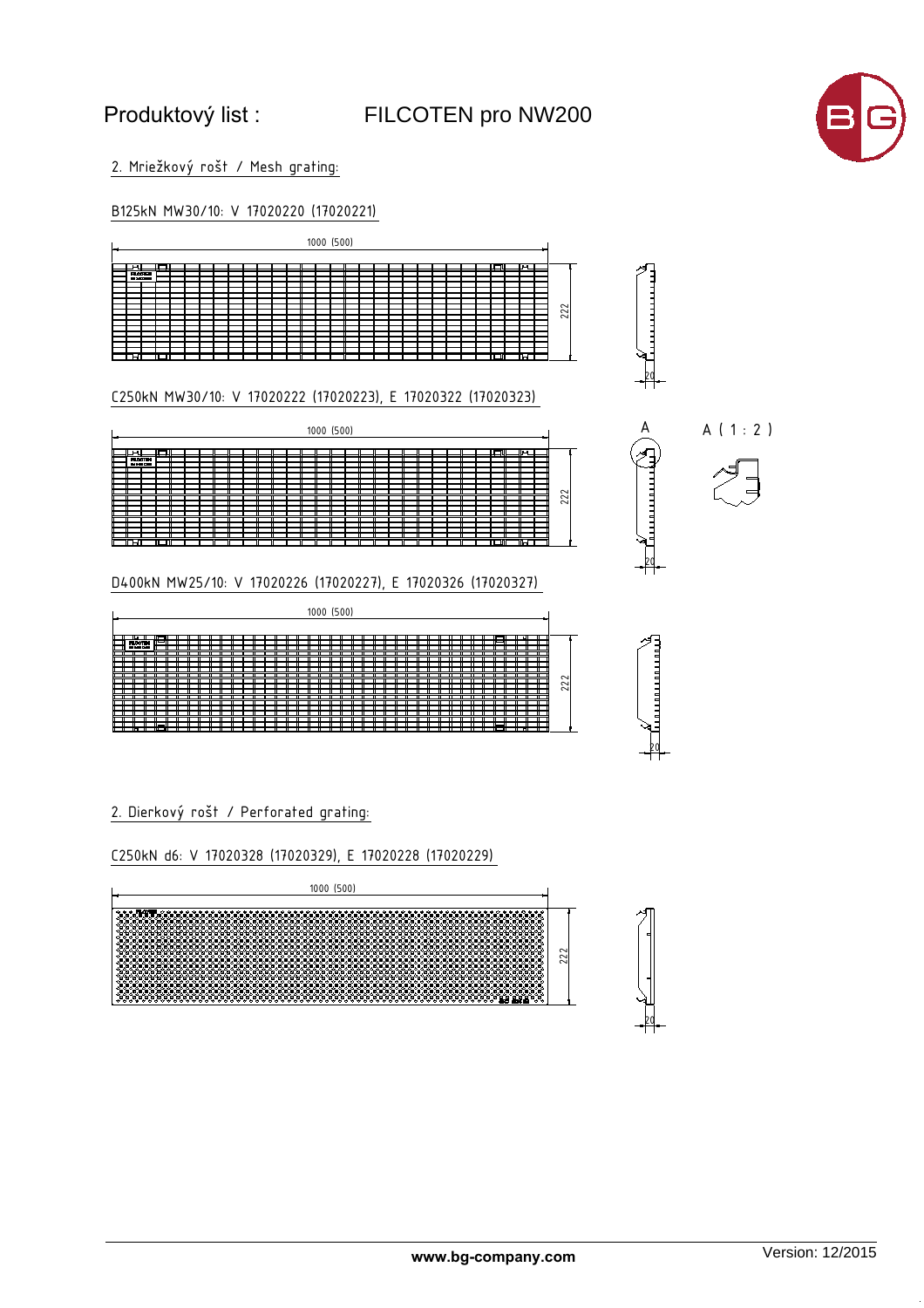Produktový list : FILCOTEN pro NW200

## 2. Mriežkový rošt / Mesh grating:

B125kN MW30/10: V 17020220 (17020221)

1000 (500)

222

20

C250kN MW30/10: V 17020222 (17020223), E 17020322 (17020323)

1000 (500)

222

A

A ( 1 : 2 )

20

D400kN MW25/10: V 17020226 (17020227), E 17020326 (17020327)

1000 (500)

222

20

## 2. Dierkový rošt / Perforated grating:

C250kN d6: V 17020328 (17020329), E 17020228 (17020229)

1000 (500)

222

20

www.bg-company.com

Version: 12/2015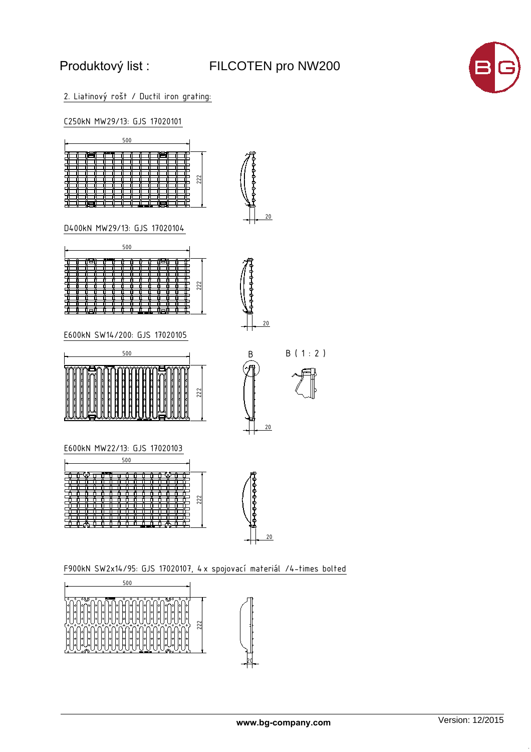Produktový list : FILCOTEN pro NW200

## 2. Liatinový rošt / Ductil iron grating:

C250kN MW29/13: GJS 17020101

500

222

20

D400kN MW29/13: GJS 17020104

500

222

20

E600kN SW14/200: GJS 17020105

500

222

B

B ( 1 : 2 )

20

E600kN MW22/13: GJS 17020103

500

222

20

F900kN SW2x14/95: GJS 17020107, 4 x spojovací materiál /4-times bolted

500

222

20

www.bg-company.com

Version: 12/2015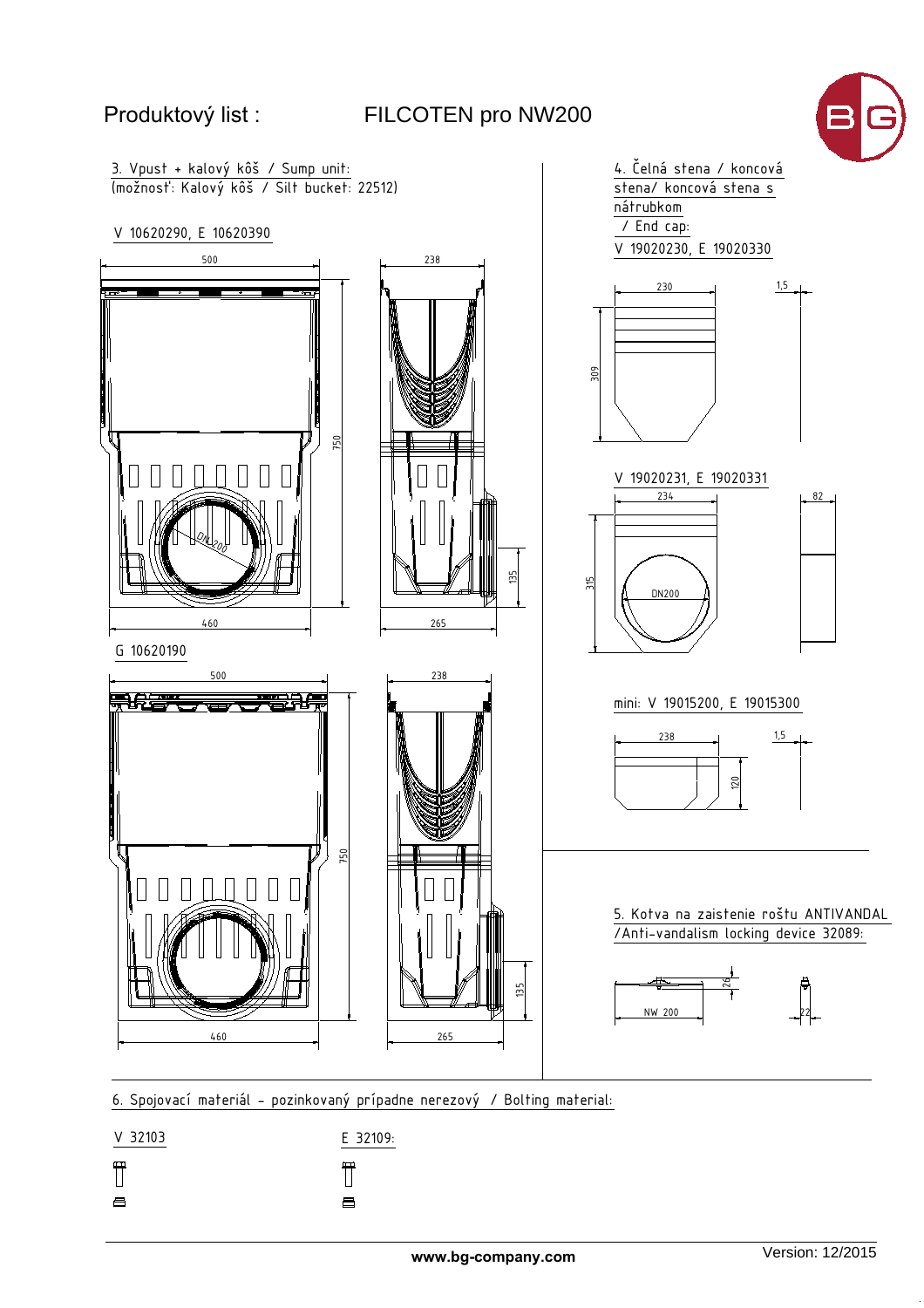# Produktový list : FILCOTEN pro NW200

## 3. Vpust + kalový kôš / Sump unit:

(možnosť: Kalový kôš / Silt bucket: 22512)

V 10620290, E 10620390

500
238
750
DN 200
135
460
265

G 10620190

500
238
750
135
460
265

## 4. Čelná stena / koncová stena/ koncová stena s nátrubkom / End cap:

V 19020230, E 19020330

230
1,5
309

V 19020231, E 19020331

234
82
315
DN200

mini: V 19015200, E 19015300

238
1,5
120

## 5. Kotva na zaistenie roštu ANTIVANDAL /Anti-vandalism locking device 32089:

26
NW 200
22

## 6. Spojovací materiál - pozinkovaný prípadne nerezový / Bolting material:

V 32103

E 32109:

www.bg-company.com

Version: 12/2015